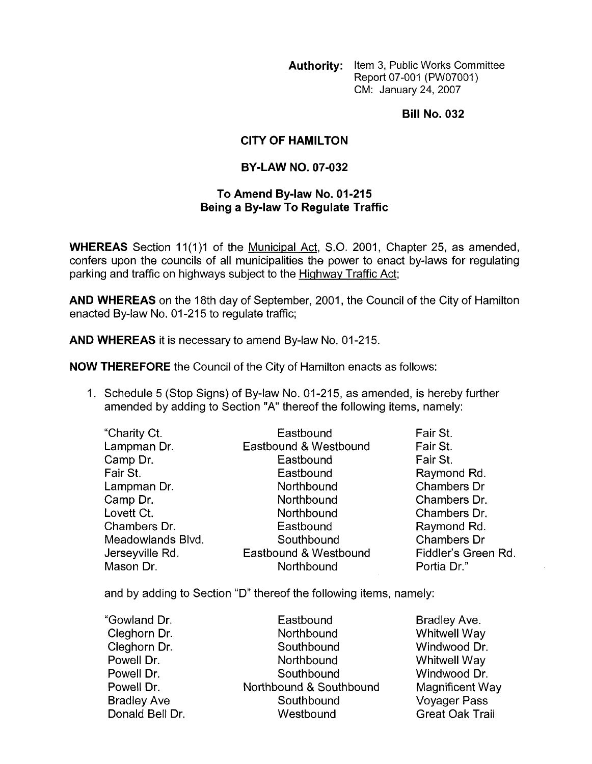**Authority:** Item 3, Public Works Committee
Report 07-001 (PW07001)
CM: January 24, 2007

**Bill No. 032**

## CITY OF HAMILTON

## BY-LAW NO. 07-032

### To Amend By-law No. 01-215
### Being a By-law To Regulate Traffic

**WHEREAS** Section 11(1)1 of the Municipal Act, S.O. 2001, Chapter 25, as amended, confers upon the councils of all municipalities the power to enact by-laws for regulating parking and traffic on highways subject to the Highway Traffic Act;

**AND WHEREAS** on the 18th day of September, 2001, the Council of the City of Hamilton enacted By-law No. 01-215 to regulate traffic;

**AND WHEREAS** it is necessary to amend By-law No. 01-215.

**NOW THEREFORE** the Council of the City of Hamilton enacts as follows:

1. Schedule 5 (Stop Signs) of By-law No. 01-215, as amended, is hereby further amended by adding to Section "A" thereof the following items, namely:

| | | |
|---|---|---|
| "Charity Ct. | Eastbound | Fair St. |
| Lampman Dr. | Eastbound & Westbound | Fair St. |
| Camp Dr. | Eastbound | Fair St. |
| Fair St. | Eastbound | Raymond Rd. |
| Lampman Dr. | Northbound | Chambers Dr |
| Camp Dr. | Northbound | Chambers Dr. |
| Lovett Ct. | Northbound | Chambers Dr. |
| Chambers Dr. | Eastbound | Raymond Rd. |
| Meadowlands Blvd. | Southbound | Chambers Dr |
| Jerseyville Rd. | Eastbound & Westbound | Fiddler's Green Rd. |
| Mason Dr. | Northbound | Portia Dr." |

and by adding to Section "D" thereof the following items, namely:

| | | |
|---|---|---|
| "Gowland Dr. | Eastbound | Bradley Ave. |
| Cleghorn Dr. | Northbound | Whitwell Way |
| Cleghorn Dr. | Southbound | Windwood Dr. |
| Powell Dr. | Northbound | Whitwell Way |
| Powell Dr. | Southbound | Windwood Dr. |
| Powell Dr. | Northbound & Southbound | Magnificent Way |
| Bradley Ave | Southbound | Voyager Pass |
| Donald Bell Dr. | Westbound | Great Oak Trail |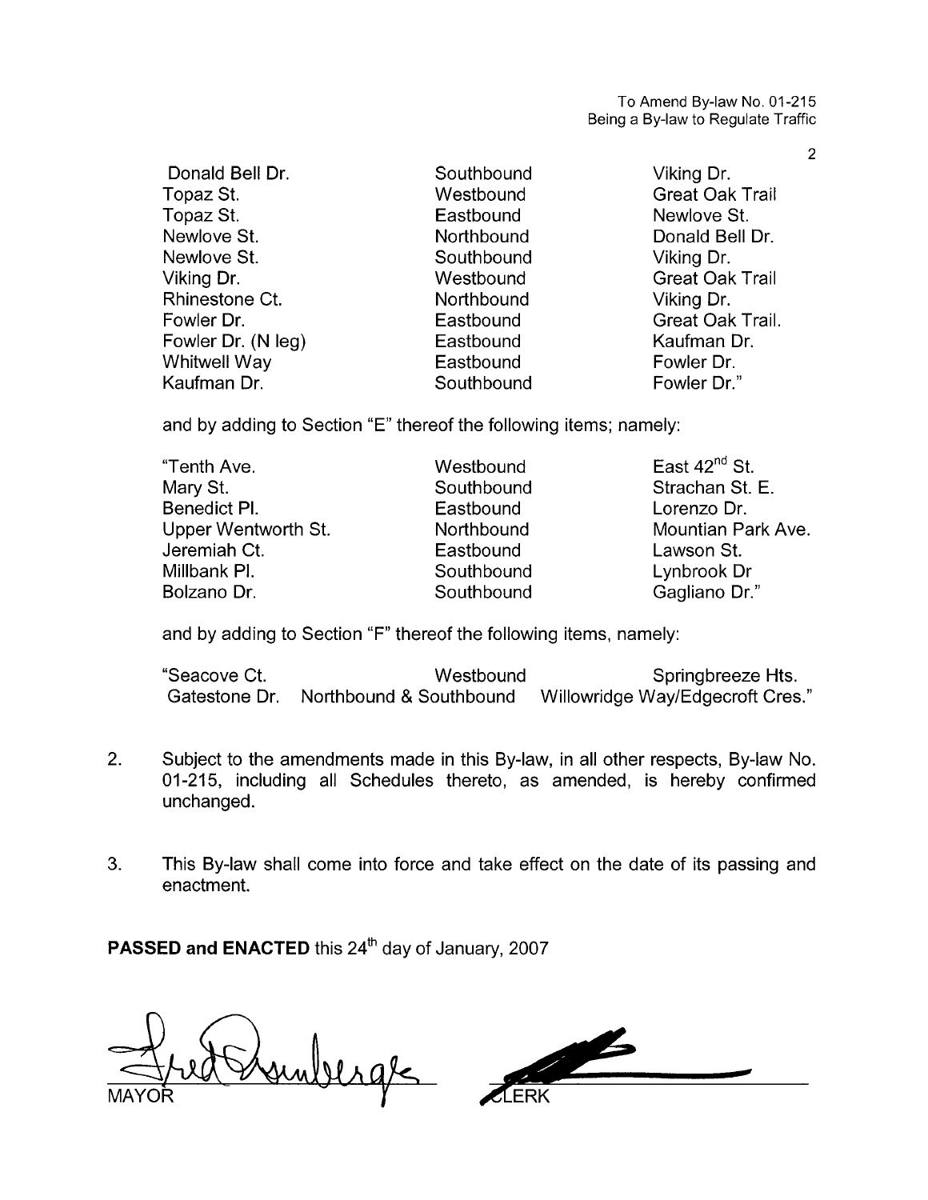| | | |
|---|---|---|
| Donald Bell Dr. | Southbound | Viking Dr. |
| Topaz St. | Westbound | Great Oak Trail |
| Topaz St. | Eastbound | Newlove St. |
| Newlove St. | Northbound | Donald Bell Dr. |
| Newlove St. | Southbound | Viking Dr. |
| Viking Dr. | Westbound | Great Oak Trail |
| Rhinestone Ct. | Northbound | Viking Dr. |
| Fowler Dr. | Eastbound | Great Oak Trail. |
| Fowler Dr. (N leg) | Eastbound | Kaufman Dr. |
| Whitwell Way | Eastbound | Fowler Dr. |
| Kaufman Dr. | Southbound | Fowler Dr." |

and by adding to Section "E" thereof the following items; namely:

| | | |
|---|---|---|
| "Tenth Ave. | Westbound | East 42nd St. |
| Mary St. | Southbound | Strachan St. E. |
| Benedict Pl. | Eastbound | Lorenzo Dr. |
| Upper Wentworth St. | Northbound | Mountian Park Ave. |
| Jeremiah Ct. | Eastbound | Lawson St. |
| Millbank Pl. | Southbound | Lynbrook Dr |
| Bolzano Dr. | Southbound | Gagliano Dr." |

and by adding to Section "F" thereof the following items, namely:

| | | |
|---|---|---|
| "Seacove Ct. | Westbound | Springbreeze Hts. |
| Gatestone Dr. | Northbound & Southbound | Willowridge Way/Edgecroft Cres." |

2. Subject to the amendments made in this By-law, in all other respects, By-law No. 01-215, including all Schedules thereto, as amended, is hereby confirmed unchanged.

3. This By-law shall come into force and take effect on the date of its passing and enactment.

**PASSED and ENACTED** this 24th day of January, 2007

MAYOR

CLERK